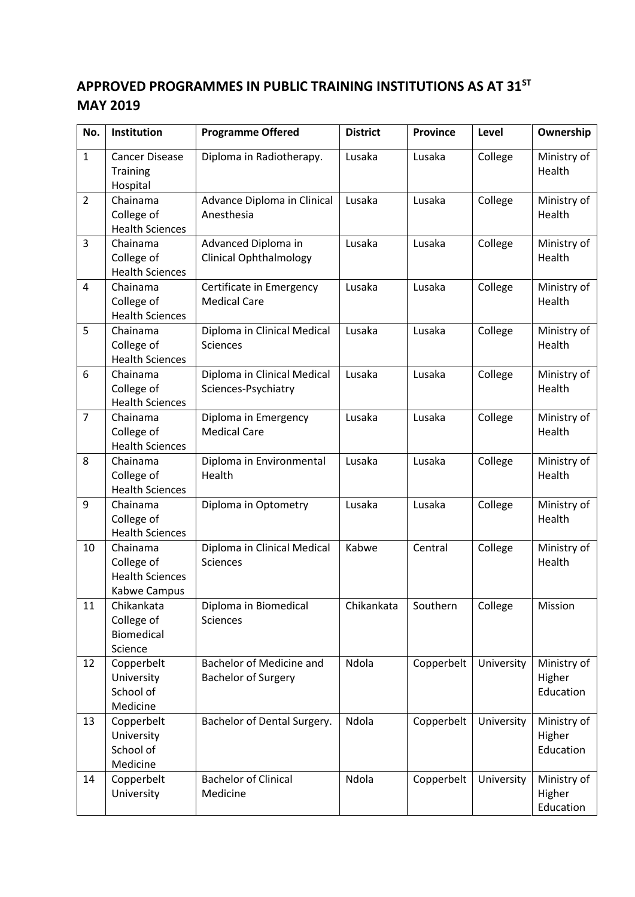# APPROVED PROGRAMMES IN PUBLIC TRAINING INSTITUTIONS AS AT 31ST MAY 2019

| No. | Institution | Programme Offered | District | Province | Level | Ownership |
|---|---|---|---|---|---|---|
| 1 | Cancer Disease Training Hospital | Diploma in Radiotherapy. | Lusaka | Lusaka | College | Ministry of Health |
| 2 | Chainama College of Health Sciences | Advance Diploma in Clinical Anesthesia | Lusaka | Lusaka | College | Ministry of Health |
| 3 | Chainama College of Health Sciences | Advanced Diploma in Clinical Ophthalmology | Lusaka | Lusaka | College | Ministry of Health |
| 4 | Chainama College of Health Sciences | Certificate in Emergency Medical Care | Lusaka | Lusaka | College | Ministry of Health |
| 5 | Chainama College of Health Sciences | Diploma in Clinical Medical Sciences | Lusaka | Lusaka | College | Ministry of Health |
| 6 | Chainama College of Health Sciences | Diploma in Clinical Medical Sciences-Psychiatry | Lusaka | Lusaka | College | Ministry of Health |
| 7 | Chainama College of Health Sciences | Diploma in Emergency Medical Care | Lusaka | Lusaka | College | Ministry of Health |
| 8 | Chainama College of Health Sciences | Diploma in Environmental Health | Lusaka | Lusaka | College | Ministry of Health |
| 9 | Chainama College of Health Sciences | Diploma in Optometry | Lusaka | Lusaka | College | Ministry of Health |
| 10 | Chainama College of Health Sciences Kabwe Campus | Diploma in Clinical Medical Sciences | Kabwe | Central | College | Ministry of Health |
| 11 | Chikankata College of Biomedical Science | Diploma in Biomedical Sciences | Chikankata | Southern | College | Mission |
| 12 | Copperbelt University School of Medicine | Bachelor of Medicine and Bachelor of Surgery | Ndola | Copperbelt | University | Ministry of Higher Education |
| 13 | Copperbelt University School of Medicine | Bachelor of Dental Surgery. | Ndola | Copperbelt | University | Ministry of Higher Education |
| 14 | Copperbelt University | Bachelor of Clinical Medicine | Ndola | Copperbelt | University | Ministry of Higher Education |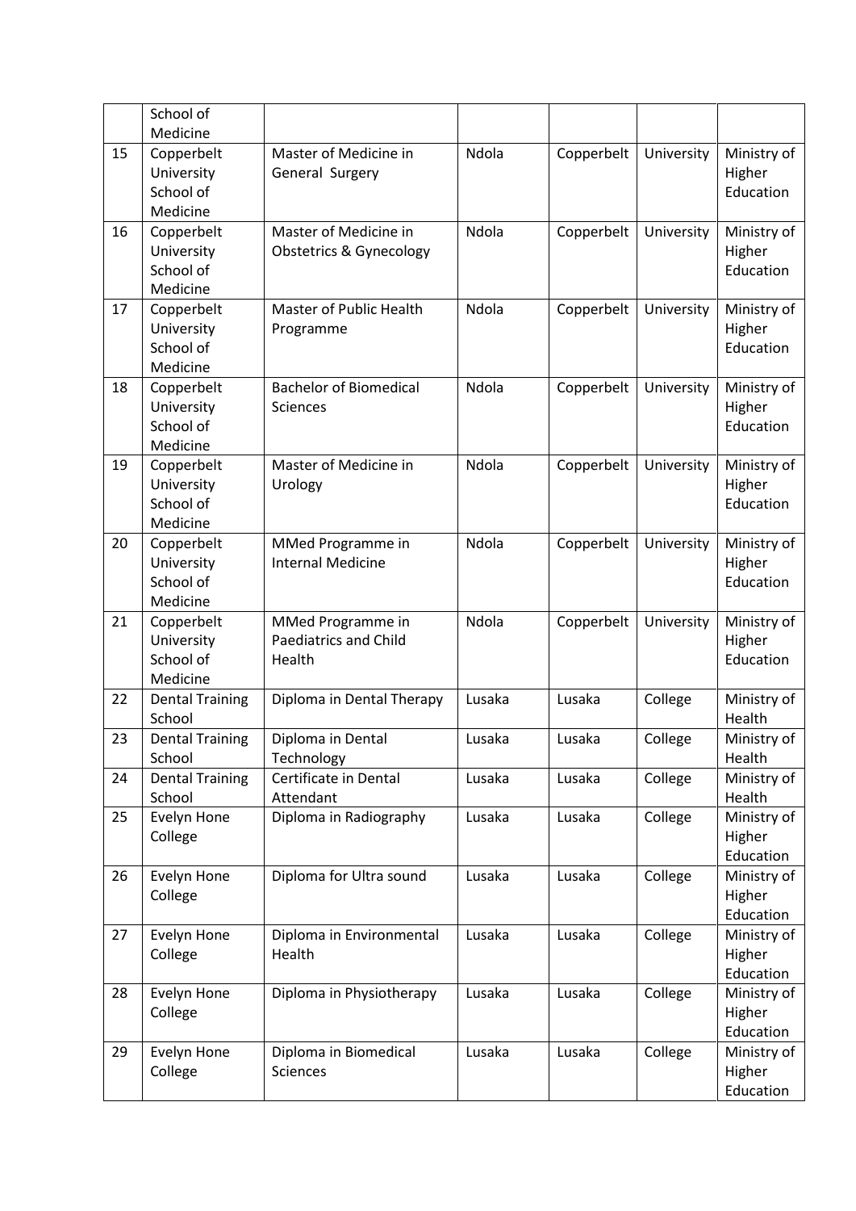| | | | | | | |
|---|---|---|---|---|---|---|
| | School of Medicine | | | | | |
| 15 | Copperbelt University School of Medicine | Master of Medicine in General Surgery | Ndola | Copperbelt | University | Ministry of Higher Education |
| 16 | Copperbelt University School of Medicine | Master of Medicine in Obstetrics & Gynecology | Ndola | Copperbelt | University | Ministry of Higher Education |
| 17 | Copperbelt University School of Medicine | Master of Public Health Programme | Ndola | Copperbelt | University | Ministry of Higher Education |
| 18 | Copperbelt University School of Medicine | Bachelor of Biomedical Sciences | Ndola | Copperbelt | University | Ministry of Higher Education |
| 19 | Copperbelt University School of Medicine | Master of Medicine in Urology | Ndola | Copperbelt | University | Ministry of Higher Education |
| 20 | Copperbelt University School of Medicine | MMed Programme in Internal Medicine | Ndola | Copperbelt | University | Ministry of Higher Education |
| 21 | Copperbelt University School of Medicine | MMed Programme in Paediatrics and Child Health | Ndola | Copperbelt | University | Ministry of Higher Education |
| 22 | Dental Training School | Diploma in Dental Therapy | Lusaka | Lusaka | College | Ministry of Health |
| 23 | Dental Training School | Diploma in Dental Technology | Lusaka | Lusaka | College | Ministry of Health |
| 24 | Dental Training School | Certificate in Dental Attendant | Lusaka | Lusaka | College | Ministry of Health |
| 25 | Evelyn Hone College | Diploma in Radiography | Lusaka | Lusaka | College | Ministry of Higher Education |
| 26 | Evelyn Hone College | Diploma for Ultra sound | Lusaka | Lusaka | College | Ministry of Higher Education |
| 27 | Evelyn Hone College | Diploma in Environmental Health | Lusaka | Lusaka | College | Ministry of Higher Education |
| 28 | Evelyn Hone College | Diploma in Physiotherapy | Lusaka | Lusaka | College | Ministry of Higher Education |
| 29 | Evelyn Hone College | Diploma in Biomedical Sciences | Lusaka | Lusaka | College | Ministry of Higher Education |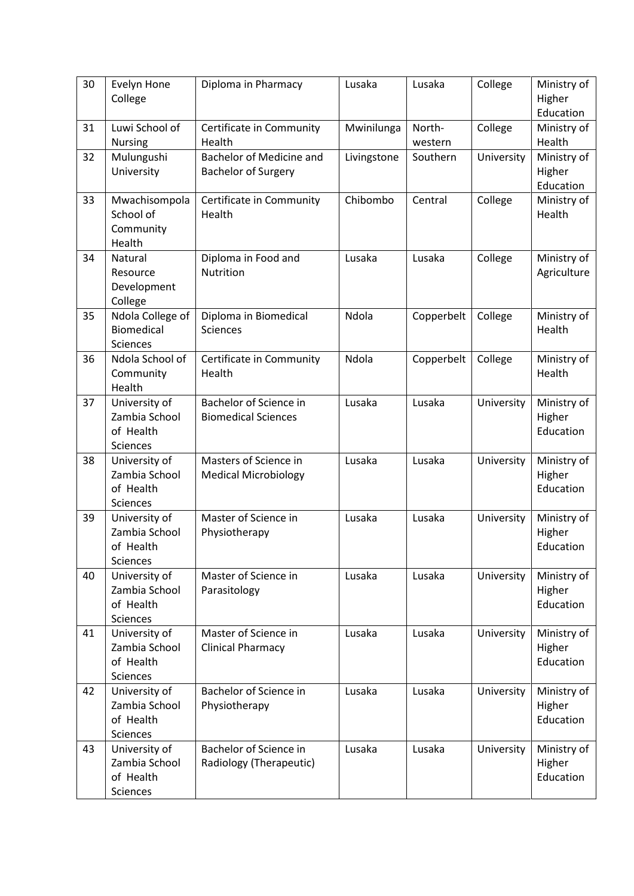| 30 | Evelyn Hone College | Diploma in Pharmacy | Lusaka | Lusaka | College | Ministry of Higher Education |
|---|---|---|---|---|---|---|
| 31 | Luwi School of Nursing | Certificate in Community Health | Mwinilunga | North-western | College | Ministry of Health |
| 32 | Mulungushi University | Bachelor of Medicine and Bachelor of Surgery | Livingstone | Southern | University | Ministry of Higher Education |
| 33 | Mwachisompola School of Community Health | Certificate in Community Health | Chibombo | Central | College | Ministry of Health |
| 34 | Natural Resource Development College | Diploma in Food and Nutrition | Lusaka | Lusaka | College | Ministry of Agriculture |
| 35 | Ndola College of Biomedical Sciences | Diploma in Biomedical Sciences | Ndola | Copperbelt | College | Ministry of Health |
| 36 | Ndola School of Community Health | Certificate in Community Health | Ndola | Copperbelt | College | Ministry of Health |
| 37 | University of Zambia School of Health Sciences | Bachelor of Science in Biomedical Sciences | Lusaka | Lusaka | University | Ministry of Higher Education |
| 38 | University of Zambia School of Health Sciences | Masters of Science in Medical Microbiology | Lusaka | Lusaka | University | Ministry of Higher Education |
| 39 | University of Zambia School of Health Sciences | Master of Science in Physiotherapy | Lusaka | Lusaka | University | Ministry of Higher Education |
| 40 | University of Zambia School of Health Sciences | Master of Science in Parasitology | Lusaka | Lusaka | University | Ministry of Higher Education |
| 41 | University of Zambia School of Health Sciences | Master of Science in Clinical Pharmacy | Lusaka | Lusaka | University | Ministry of Higher Education |
| 42 | University of Zambia School of Health Sciences | Bachelor of Science in Physiotherapy | Lusaka | Lusaka | University | Ministry of Higher Education |
| 43 | University of Zambia School of Health Sciences | Bachelor of Science in Radiology (Therapeutic) | Lusaka | Lusaka | University | Ministry of Higher Education |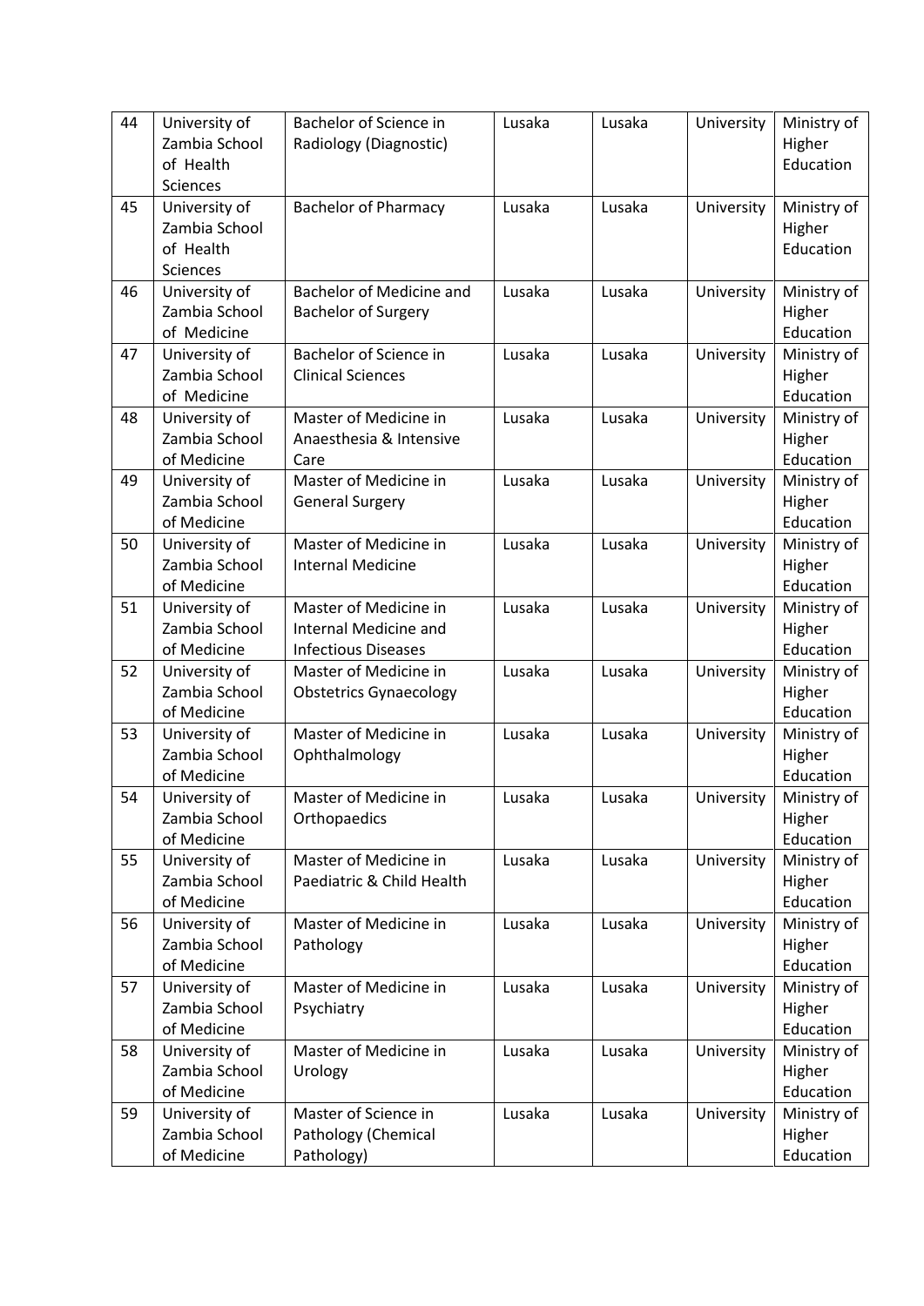| 44 | University of Zambia School of Health Sciences | Bachelor of Science in Radiology (Diagnostic) | Lusaka | Lusaka | University | Ministry of Higher Education |
|---|---|---|---|---|---|---|
| 45 | University of Zambia School of Health Sciences | Bachelor of Pharmacy | Lusaka | Lusaka | University | Ministry of Higher Education |
| 46 | University of Zambia School of Medicine | Bachelor of Medicine and Bachelor of Surgery | Lusaka | Lusaka | University | Ministry of Higher Education |
| 47 | University of Zambia School of Medicine | Bachelor of Science in Clinical Sciences | Lusaka | Lusaka | University | Ministry of Higher Education |
| 48 | University of Zambia School of Medicine | Master of Medicine in Anaesthesia & Intensive Care | Lusaka | Lusaka | University | Ministry of Higher Education |
| 49 | University of Zambia School of Medicine | Master of Medicine in General Surgery | Lusaka | Lusaka | University | Ministry of Higher Education |
| 50 | University of Zambia School of Medicine | Master of Medicine in Internal Medicine | Lusaka | Lusaka | University | Ministry of Higher Education |
| 51 | University of Zambia School of Medicine | Master of Medicine in Internal Medicine and Infectious Diseases | Lusaka | Lusaka | University | Ministry of Higher Education |
| 52 | University of Zambia School of Medicine | Master of Medicine in Obstetrics Gynaecology | Lusaka | Lusaka | University | Ministry of Higher Education |
| 53 | University of Zambia School of Medicine | Master of Medicine in Ophthalmology | Lusaka | Lusaka | University | Ministry of Higher Education |
| 54 | University of Zambia School of Medicine | Master of Medicine in Orthopaedics | Lusaka | Lusaka | University | Ministry of Higher Education |
| 55 | University of Zambia School of Medicine | Master of Medicine in Paediatric & Child Health | Lusaka | Lusaka | University | Ministry of Higher Education |
| 56 | University of Zambia School of Medicine | Master of Medicine in Pathology | Lusaka | Lusaka | University | Ministry of Higher Education |
| 57 | University of Zambia School of Medicine | Master of Medicine in Psychiatry | Lusaka | Lusaka | University | Ministry of Higher Education |
| 58 | University of Zambia School of Medicine | Master of Medicine in Urology | Lusaka | Lusaka | University | Ministry of Higher Education |
| 59 | University of Zambia School of Medicine | Master of Science in Pathology (Chemical Pathology) | Lusaka | Lusaka | University | Ministry of Higher Education |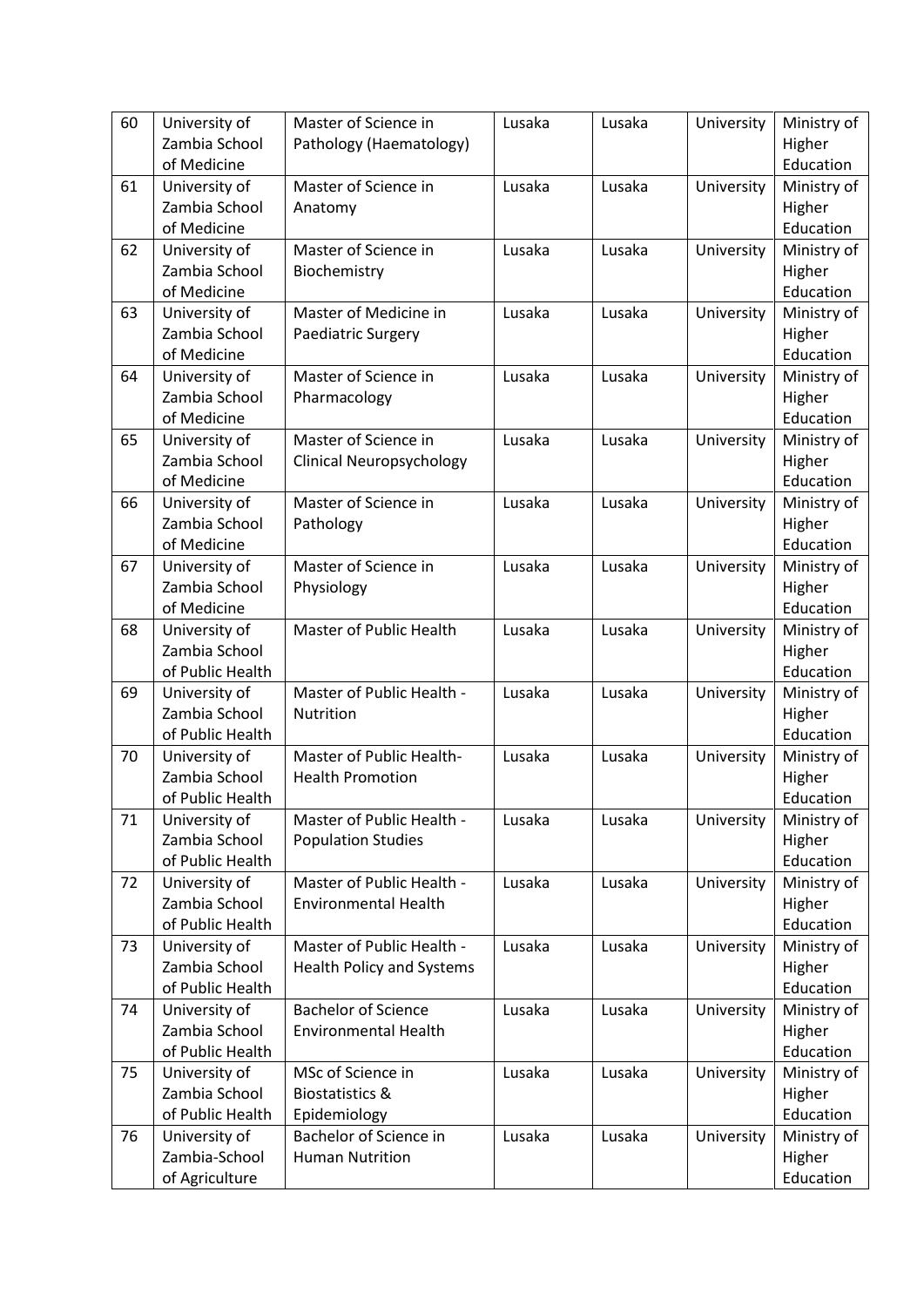| 60 | University of Zambia School of Medicine | Master of Science in Pathology (Haematology) | Lusaka | Lusaka | University | Ministry of Higher Education |
|---|---|---|---|---|---|---|
| 61 | University of Zambia School of Medicine | Master of Science in Anatomy | Lusaka | Lusaka | University | Ministry of Higher Education |
| 62 | University of Zambia School of Medicine | Master of Science in Biochemistry | Lusaka | Lusaka | University | Ministry of Higher Education |
| 63 | University of Zambia School of Medicine | Master of Medicine in Paediatric Surgery | Lusaka | Lusaka | University | Ministry of Higher Education |
| 64 | University of Zambia School of Medicine | Master of Science in Pharmacology | Lusaka | Lusaka | University | Ministry of Higher Education |
| 65 | University of Zambia School of Medicine | Master of Science in Clinical Neuropsychology | Lusaka | Lusaka | University | Ministry of Higher Education |
| 66 | University of Zambia School of Medicine | Master of Science in Pathology | Lusaka | Lusaka | University | Ministry of Higher Education |
| 67 | University of Zambia School of Medicine | Master of Science in Physiology | Lusaka | Lusaka | University | Ministry of Higher Education |
| 68 | University of Zambia School of Public Health | Master of Public Health | Lusaka | Lusaka | University | Ministry of Higher Education |
| 69 | University of Zambia School of Public Health | Master of Public Health - Nutrition | Lusaka | Lusaka | University | Ministry of Higher Education |
| 70 | University of Zambia School of Public Health | Master of Public Health- Health Promotion | Lusaka | Lusaka | University | Ministry of Higher Education |
| 71 | University of Zambia School of Public Health | Master of Public Health - Population Studies | Lusaka | Lusaka | University | Ministry of Higher Education |
| 72 | University of Zambia School of Public Health | Master of Public Health - Environmental Health | Lusaka | Lusaka | University | Ministry of Higher Education |
| 73 | University of Zambia School of Public Health | Master of Public Health - Health Policy and Systems | Lusaka | Lusaka | University | Ministry of Higher Education |
| 74 | University of Zambia School of Public Health | Bachelor of Science Environmental Health | Lusaka | Lusaka | University | Ministry of Higher Education |
| 75 | University of Zambia School of Public Health | MSc of Science in Biostatistics & Epidemiology | Lusaka | Lusaka | University | Ministry of Higher Education |
| 76 | University of Zambia-School of Agriculture | Bachelor of Science in Human Nutrition | Lusaka | Lusaka | University | Ministry of Higher Education |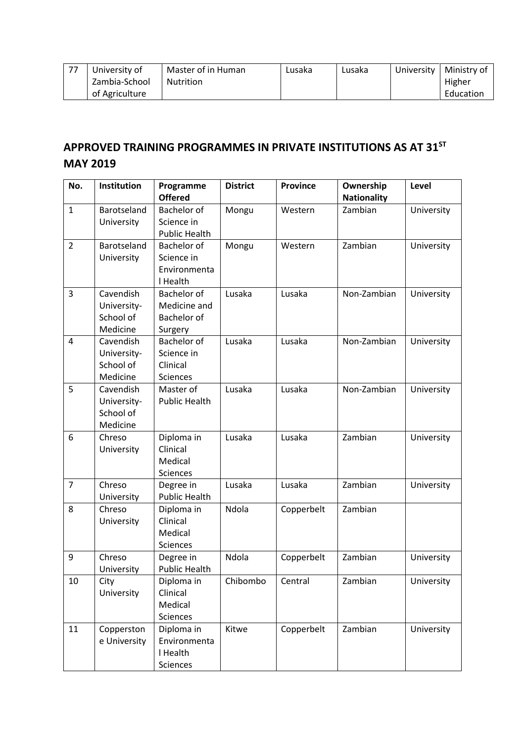| 77 | University of Zambia-School of Agriculture | Master of in Human Nutrition | Lusaka | Lusaka | University | Ministry of Higher Education |
|---|---|---|---|---|---|---|

## APPROVED TRAINING PROGRAMMES IN PRIVATE INSTITUTIONS AS AT 31[ST] MAY 2019

| No. | Institution | Programme Offered | District | Province | Ownership Nationality | Level |
|---|---|---|---|---|---|---|
| 1 | Barotseland University | Bachelor of Science in Public Health | Mongu | Western | Zambian | University |
| 2 | Barotseland University | Bachelor of Science in Environmental Health | Mongu | Western | Zambian | University |
| 3 | Cavendish University-School of Medicine | Bachelor of Medicine and Bachelor of Surgery | Lusaka | Lusaka | Non-Zambian | University |
| 4 | Cavendish University-School of Medicine | Bachelor of Science in Clinical Sciences | Lusaka | Lusaka | Non-Zambian | University |
| 5 | Cavendish University-School of Medicine | Master of Public Health | Lusaka | Lusaka | Non-Zambian | University |
| 6 | Chreso University | Diploma in Clinical Medical Sciences | Lusaka | Lusaka | Zambian | University |
| 7 | Chreso University | Degree in Public Health | Lusaka | Lusaka | Zambian | University |
| 8 | Chreso University | Diploma in Clinical Medical Sciences | Ndola | Copperbelt | Zambian | |
| 9 | Chreso University | Degree in Public Health | Ndola | Copperbelt | Zambian | University |
| 10 | City University | Diploma in Clinical Medical Sciences | Chibombo | Central | Zambian | University |
| 11 | Copperstone University | Diploma in Environmental Health Sciences | Kitwe | Copperbelt | Zambian | University |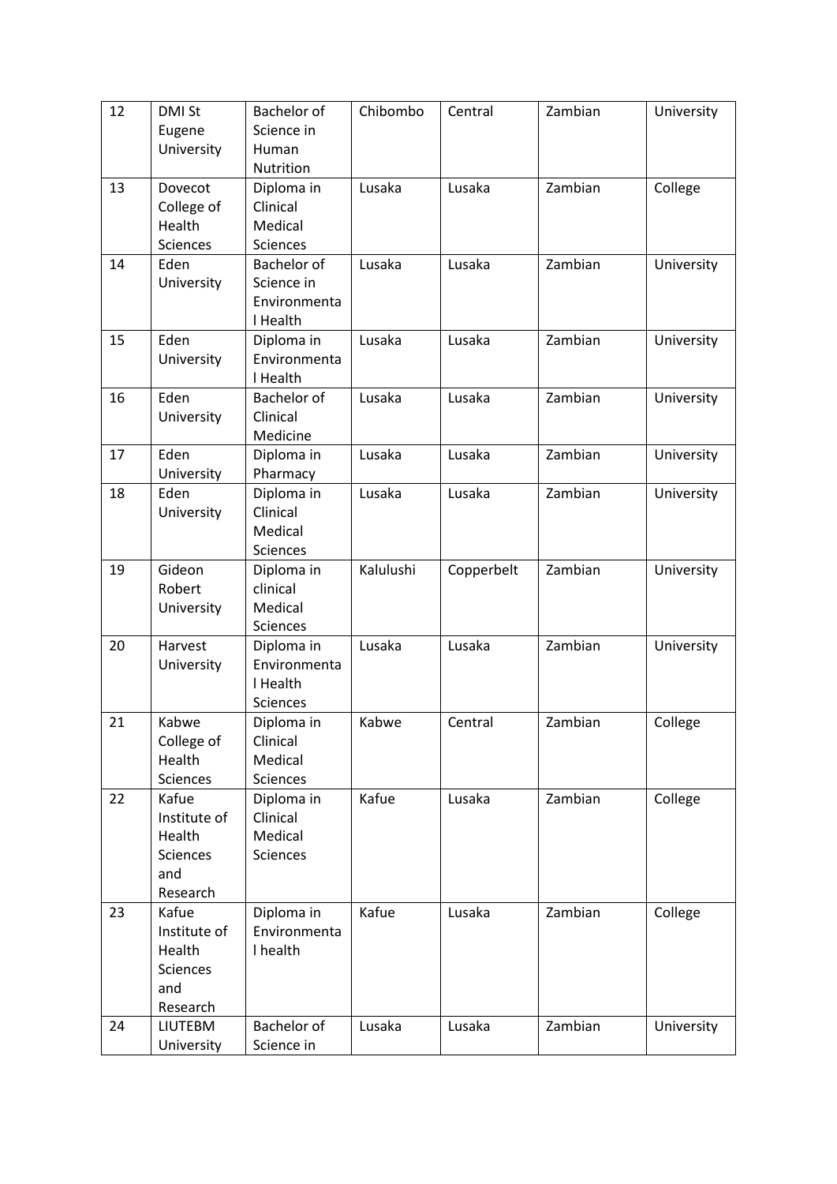| 12 | DMI St Eugene University | Bachelor of Science in Human Nutrition | Chibombo | Central | Zambian | University |
|---|---|---|---|---|---|---|
| 13 | Dovecot College of Health Sciences | Diploma in Clinical Medical Sciences | Lusaka | Lusaka | Zambian | College |
| 14 | Eden University | Bachelor of Science in Environmental Health | Lusaka | Lusaka | Zambian | University |
| 15 | Eden University | Diploma in Environmental Health | Lusaka | Lusaka | Zambian | University |
| 16 | Eden University | Bachelor of Clinical Medicine | Lusaka | Lusaka | Zambian | University |
| 17 | Eden University | Diploma in Pharmacy | Lusaka | Lusaka | Zambian | University |
| 18 | Eden University | Diploma in Clinical Medical Sciences | Lusaka | Lusaka | Zambian | University |
| 19 | Gideon Robert University | Diploma in clinical Medical Sciences | Kalulushi | Copperbelt | Zambian | University |
| 20 | Harvest University | Diploma in Environmental Health Sciences | Lusaka | Lusaka | Zambian | University |
| 21 | Kabwe College of Health Sciences | Diploma in Clinical Medical Sciences | Kabwe | Central | Zambian | College |
| 22 | Kafue Institute of Health Sciences and Research | Diploma in Clinical Medical Sciences | Kafue | Lusaka | Zambian | College |
| 23 | Kafue Institute of Health Sciences and Research | Diploma in Environmental health | Kafue | Lusaka | Zambian | College |
| 24 | LIUTEBM University | Bachelor of Science in | Lusaka | Lusaka | Zambian | University |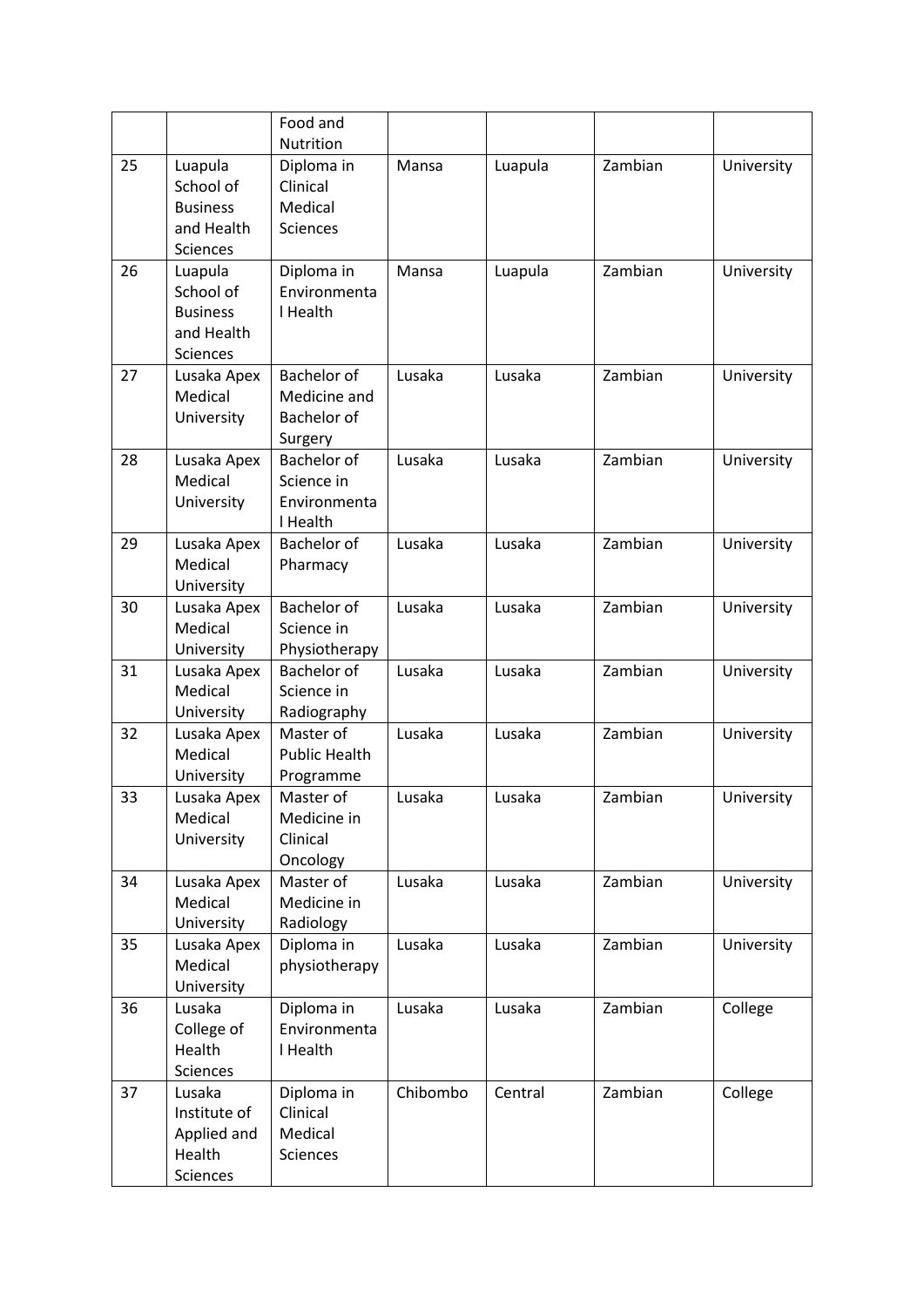| | | Food and Nutrition | | | | |
|---|---|---|---|---|---|---|
| 25 | Luapula School of Business and Health Sciences | Diploma in Clinical Medical Sciences | Mansa | Luapula | Zambian | University |
| 26 | Luapula School of Business and Health Sciences | Diploma in Environmental Health | Mansa | Luapula | Zambian | University |
| 27 | Lusaka Apex Medical University | Bachelor of Medicine and Bachelor of Surgery | Lusaka | Lusaka | Zambian | University |
| 28 | Lusaka Apex Medical University | Bachelor of Science in Environmental Health | Lusaka | Lusaka | Zambian | University |
| 29 | Lusaka Apex Medical University | Bachelor of Pharmacy | Lusaka | Lusaka | Zambian | University |
| 30 | Lusaka Apex Medical University | Bachelor of Science in Physiotherapy | Lusaka | Lusaka | Zambian | University |
| 31 | Lusaka Apex Medical University | Bachelor of Science in Radiography | Lusaka | Lusaka | Zambian | University |
| 32 | Lusaka Apex Medical University | Master of Public Health Programme | Lusaka | Lusaka | Zambian | University |
| 33 | Lusaka Apex Medical University | Master of Medicine in Clinical Oncology | Lusaka | Lusaka | Zambian | University |
| 34 | Lusaka Apex Medical University | Master of Medicine in Radiology | Lusaka | Lusaka | Zambian | University |
| 35 | Lusaka Apex Medical University | Diploma in physiotherapy | Lusaka | Lusaka | Zambian | University |
| 36 | Lusaka College of Health Sciences | Diploma in Environmental Health | Lusaka | Lusaka | Zambian | College |
| 37 | Lusaka Institute of Applied and Health Sciences | Diploma in Clinical Medical Sciences | Chibombo | Central | Zambian | College |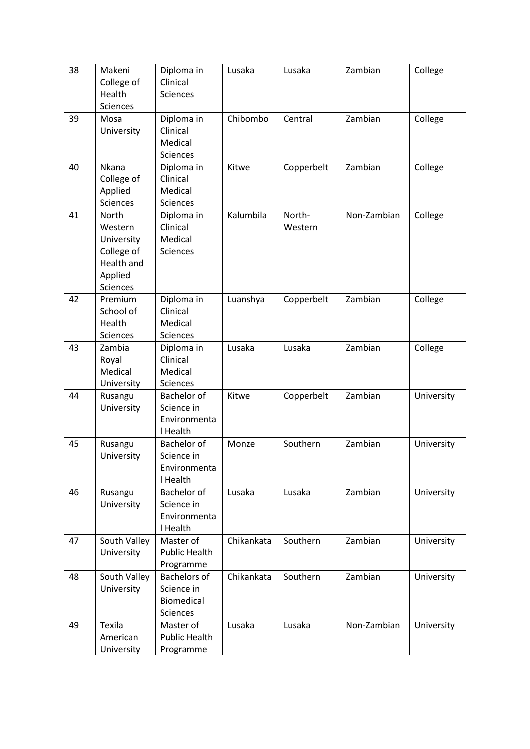| 38 | Makeni College of Health Sciences | Diploma in Clinical Sciences | Lusaka | Lusaka | Zambian | College |
|---|---|---|---|---|---|---|
| 39 | Mosa University | Diploma in Clinical Medical Sciences | Chibombo | Central | Zambian | College |
| 40 | Nkana College of Applied Sciences | Diploma in Clinical Medical Sciences | Kitwe | Copperbelt | Zambian | College |
| 41 | North Western University College of Health and Applied Sciences | Diploma in Clinical Medical Sciences | Kalumbila | North-Western | Non-Zambian | College |
| 42 | Premium School of Health Sciences | Diploma in Clinical Medical Sciences | Luanshya | Copperbelt | Zambian | College |
| 43 | Zambia Royal Medical University | Diploma in Clinical Medical Sciences | Lusaka | Lusaka | Zambian | College |
| 44 | Rusangu University | Bachelor of Science in Environmental Health | Kitwe | Copperbelt | Zambian | University |
| 45 | Rusangu University | Bachelor of Science in Environmental Health | Monze | Southern | Zambian | University |
| 46 | Rusangu University | Bachelor of Science in Environmental Health | Lusaka | Lusaka | Zambian | University |
| 47 | South Valley University | Master of Public Health Programme | Chikankata | Southern | Zambian | University |
| 48 | South Valley University | Bachelors of Science in Biomedical Sciences | Chikankata | Southern | Zambian | University |
| 49 | Texila American University | Master of Public Health Programme | Lusaka | Lusaka | Non-Zambian | University |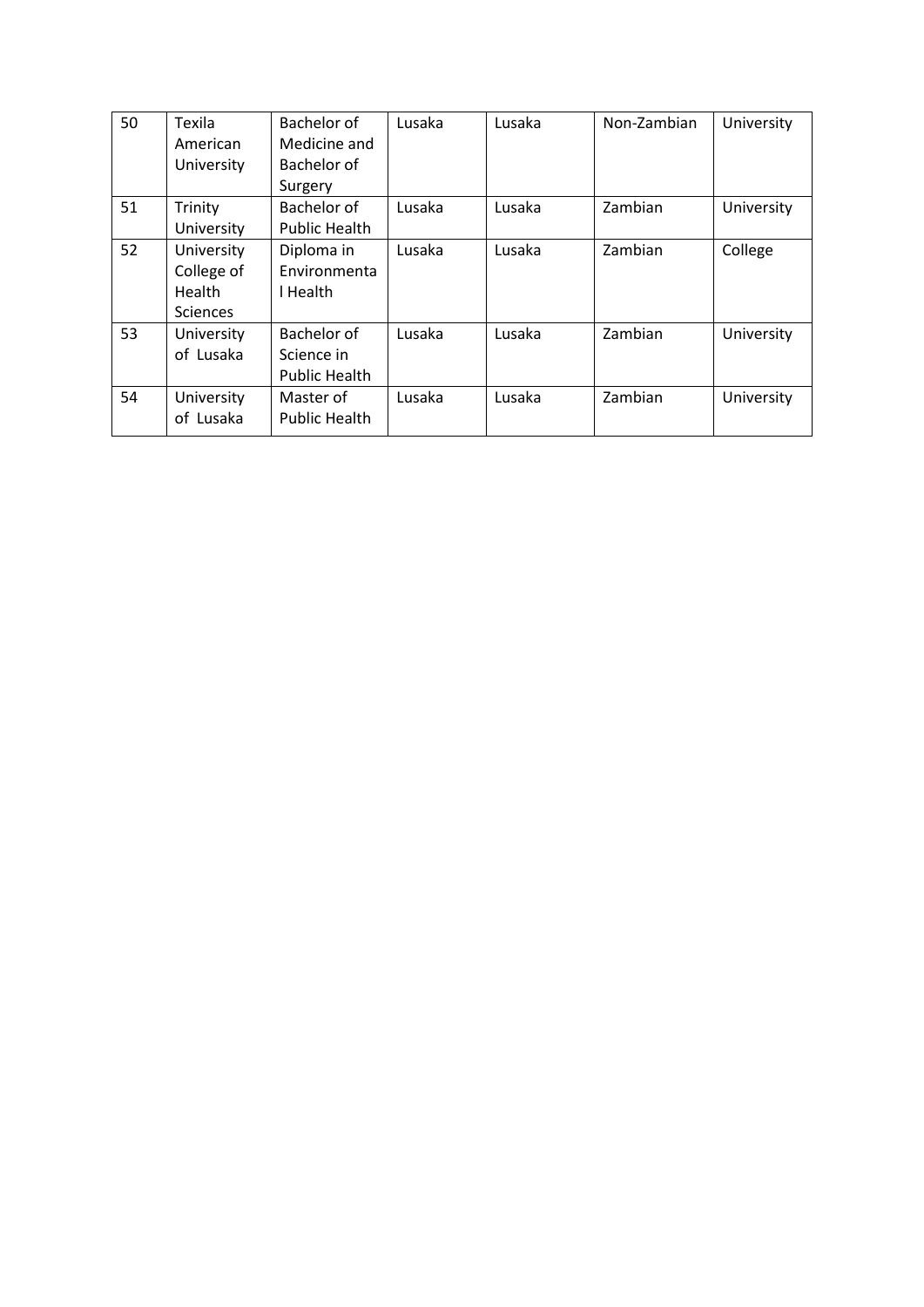| | | | | | | |
|---|---|---|---|---|---|---|
| 50 | Texila American University | Bachelor of Medicine and Bachelor of Surgery | Lusaka | Lusaka | Non-Zambian | University |
| 51 | Trinity University | Bachelor of Public Health | Lusaka | Lusaka | Zambian | University |
| 52 | University College of Health Sciences | Diploma in Environmental Health | Lusaka | Lusaka | Zambian | College |
| 53 | University of Lusaka | Bachelor of Science in Public Health | Lusaka | Lusaka | Zambian | University |
| 54 | University of Lusaka | Master of Public Health | Lusaka | Lusaka | Zambian | University |